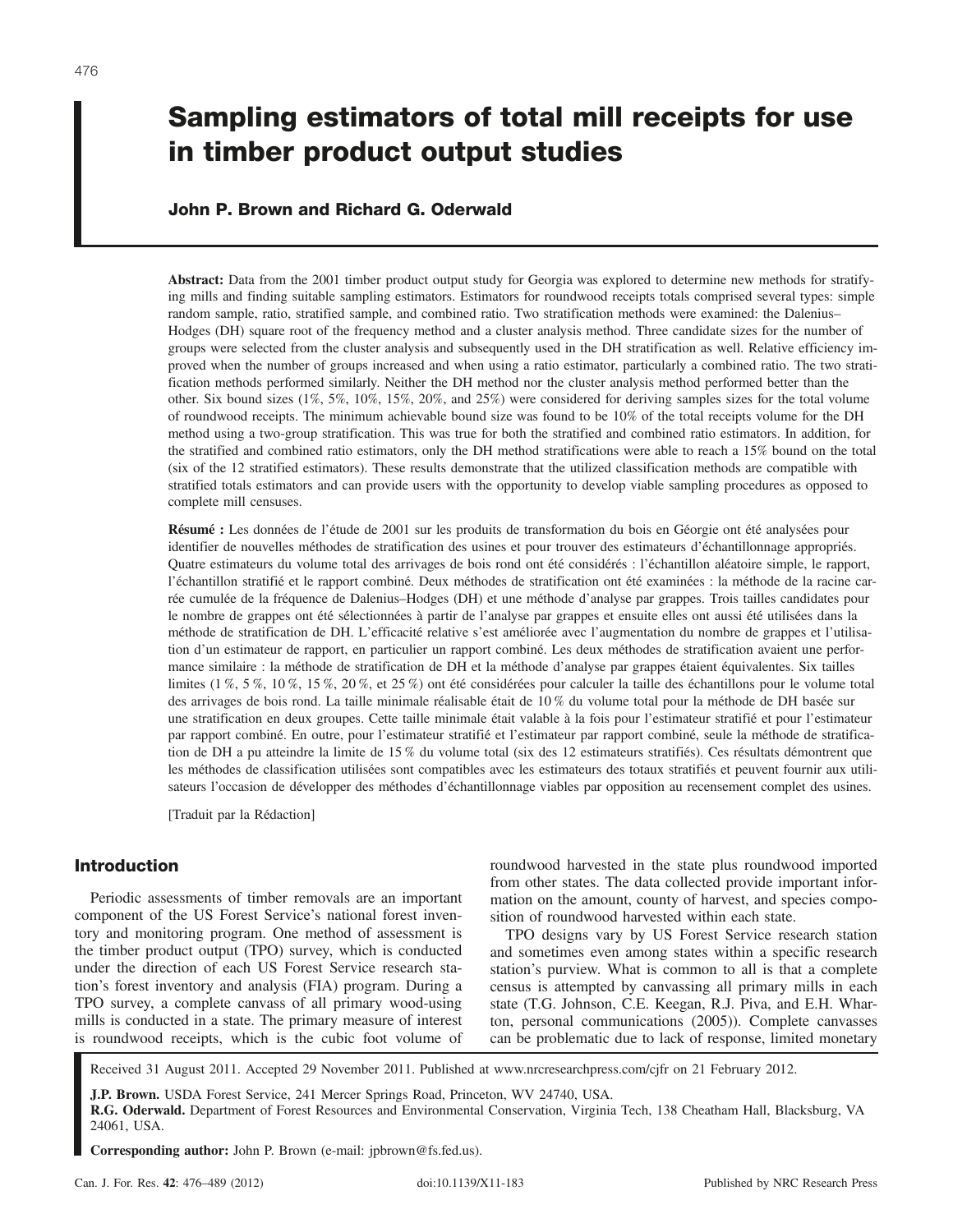# Sampling estimators of total mill receipts for use in timber product output studies

**John P. Brown and Richard G. Oderwald**

**Abstract:** Data from the 2001 timber product output study for Georgia was explored to determine new methods for stratifying mills and finding suitable sampling estimators. Estimators for roundwood receipts totals comprised several types: simple random sample, ratio, stratified sample, and combined ratio. Two stratification methods were examined: the Dalenius–Hodges (DH) square root of the frequency method and a cluster analysis method. Three candidate sizes for the number of groups were selected from the cluster analysis and subsequently used in the DH stratification as well. Relative efficiency improved when the number of groups increased and when using a ratio estimator, particularly a combined ratio. The two stratification methods performed similarly. Neither the DH method nor the cluster analysis method performed better than the other. Six bound sizes (1%, 5%, 10%, 15%, 20%, and 25%) were considered for deriving samples sizes for the total volume of roundwood receipts. The minimum achievable bound size was found to be 10% of the total receipts volume for the DH method using a two-group stratification. This was true for both the stratified and combined ratio estimators. In addition, for the stratified and combined ratio estimators, only the DH method stratifications were able to reach a 15% bound on the total (six of the 12 stratified estimators). These results demonstrate that the utilized classification methods are compatible with stratified totals estimators and can provide users with the opportunity to develop viable sampling procedures as opposed to complete mill censuses.

**Résumé :** Les données de l'étude de 2001 sur les produits de transformation du bois en Géorgie ont été analysées pour identifier de nouvelles méthodes de stratification des usines et pour trouver des estimateurs d'échantillonnage appropriés. Quatre estimateurs du volume total des arrivages de bois rond ont été considérés : l'échantillon aléatoire simple, le rapport, l'échantillon stratifié et le rapport combiné. Deux méthodes de stratification ont été examinées : la méthode de la racine carrée cumulée de la fréquence de Dalenius–Hodges (DH) et une méthode d'analyse par grappes. Trois tailles candidates pour le nombre de grappes ont été sélectionnées à partir de l'analyse par grappes et ensuite elles ont aussi été utilisées dans la méthode de stratification de DH. L'efficacité relative s'est améliorée avec l'augmentation du nombre de grappes et l'utilisation d'un estimateur de rapport, en particulier un rapport combiné. Les deux méthodes de stratification avaient une performance similaire : la méthode de stratification de DH et la méthode d'analyse par grappes étaient équivalentes. Six tailles limites (1 %, 5 %, 10 %, 15 %, 20 %, et 25 %) ont été considérées pour calculer la taille des échantillons pour le volume total des arrivages de bois rond. La taille minimale réalisable était de 10 % du volume total pour la méthode de DH basée sur une stratification en deux groupes. Cette taille minimale était valable à la fois pour l'estimateur stratifié et pour l'estimateur par rapport combiné. En outre, pour l'estimateur stratifié et l'estimateur par rapport combiné, seule la méthode de stratification de DH a pu atteindre la limite de 15 % du volume total (six des 12 estimateurs stratifiés). Ces résultats démontrent que les méthodes de classification utilisées sont compatibles avec les estimateurs des totaux stratifiés et peuvent fournir aux utilisateurs l'occasion de développer des méthodes d'échantillonnage viables par opposition au recensement complet des usines.

[Traduit par la Rédaction]

## Introduction

Periodic assessments of timber removals are an important component of the US Forest Service's national forest inventory and monitoring program. One method of assessment is the timber product output (TPO) survey, which is conducted under the direction of each US Forest Service research station's forest inventory and analysis (FIA) program. During a TPO survey, a complete canvass of all primary wood-using mills is conducted in a state. The primary measure of interest is roundwood receipts, which is the cubic foot volume of roundwood harvested in the state plus roundwood imported from other states. The data collected provide important information on the amount, county of harvest, and species composition of roundwood harvested within each state.

TPO designs vary by US Forest Service research station and sometimes even among states within a specific research station's purview. What is common to all is that a complete census is attempted by canvassing all primary mills in each state (T.G. Johnson, C.E. Keegan, R.J. Piva, and E.H. Wharton, personal communications (2005)). Complete canvasses can be problematic due to lack of response, limited monetary

Received 31 August 2011. Accepted 29 November 2011. Published at www.nrcresearchpress.com/cjfr on 21 February 2012.

**J.P. Brown.** USDA Forest Service, 241 Mercer Springs Road, Princeton, WV 24740, USA.
**R.G. Oderwald.** Department of Forest Resources and Environmental Conservation, Virginia Tech, 138 Cheatham Hall, Blacksburg, VA 24061, USA.

**Corresponding author:** John P. Brown (e-mail: jpbrown@fs.fed.us).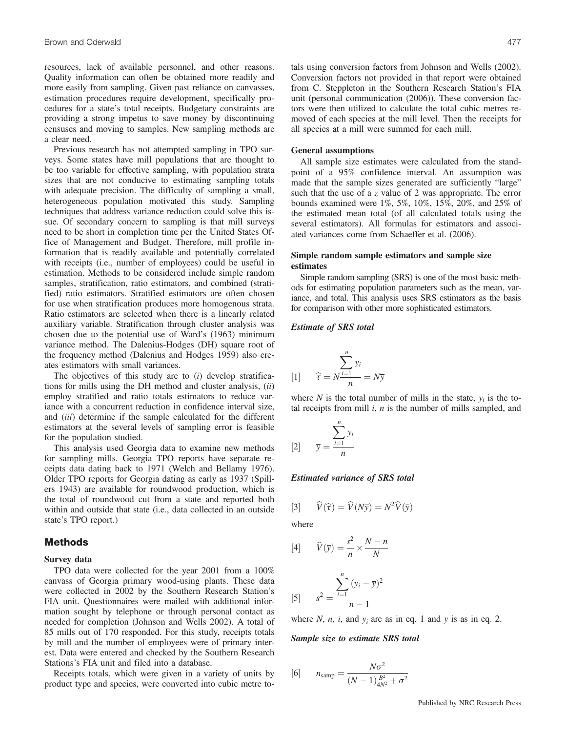resources, lack of available personnel, and other reasons. Quality information can often be obtained more readily and more easily from sampling. Given past reliance on canvasses, estimation procedures require development, specifically procedures for a state's total receipts. Budgetary constraints are providing a strong impetus to save money by discontinuing censuses and moving to samples. New sampling methods are a clear need.

Previous research has not attempted sampling in TPO surveys. Some states have mill populations that are thought to be too variable for effective sampling, with population strata sizes that are not conducive to estimating sampling totals with adequate precision. The difficulty of sampling a small, heterogeneous population motivated this study. Sampling techniques that address variance reduction could solve this issue. Of secondary concern to sampling is that mill surveys need to be short in completion time per the United States Office of Management and Budget. Therefore, mill profile information that is readily available and potentially correlated with receipts (i.e., number of employees) could be useful in estimation. Methods to be considered include simple random samples, stratification, ratio estimators, and combined (stratified) ratio estimators. Stratified estimators are often chosen for use when stratification produces more homogenous strata. Ratio estimators are selected when there is a linearly related auxiliary variable. Stratification through cluster analysis was chosen due to the potential use of Ward's (1963) minimum variance method. The Dalenius-Hodges (DH) square root of the frequency method (Dalenius and Hodges 1959) also creates estimators with small variances.

The objectives of this study are to (*i*) develop stratifications for mills using the DH method and cluster analysis, (*ii*) employ stratified and ratio totals estimators to reduce variance with a concurrent reduction in confidence interval size, and (*iii*) determine if the sample calculated for the different estimators at the several levels of sampling error is feasible for the population studied.

This analysis used Georgia data to examine new methods for sampling mills. Georgia TPO reports have separate receipts data dating back to 1971 (Welch and Bellamy 1976). Older TPO reports for Georgia dating as early as 1937 (Spillers 1943) are available for roundwood production, which is the total of roundwood cut from a state and reported both within and outside that state (i.e., data collected in an outside state's TPO report.)

## Methods

### Survey data

TPO data were collected for the year 2001 from a 100% canvass of Georgia primary wood-using plants. These data were collected in 2002 by the Southern Research Station's FIA unit. Questionnaires were mailed with additional information sought by telephone or through personal contact as needed for completion (Johnson and Wells 2002). A total of 85 mills out of 170 responded. For this study, receipts totals by mill and the number of employees were of primary interest. Data were entered and checked by the Southern Research Stations's FIA unit and filed into a database.

Receipts totals, which were given in a variety of units by product type and species, were converted into cubic metre totals using conversion factors from Johnson and Wells (2002). Conversion factors not provided in that report were obtained from C. Steppleton in the Southern Research Station's FIA unit (personal communication (2006)). These conversion factors were then utilized to calculate the total cubic metres removed of each species at the mill level. Then the receipts for all species at a mill were summed for each mill.

### General assumptions

All sample size estimates were calculated from the standpoint of a 95% confidence interval. An assumption was made that the sample sizes generated are sufficiently "large" such that the use of a $z$ value of 2 was appropriate. The error bounds examined were 1%, 5%, 10%, 15%, 20%, and 25% of the estimated mean total (of all calculated totals using the several estimators). All formulas for estimators and associated variances come from Schaeffer et al. (2006).

### Simple random sample estimators and sample size estimates

Simple random sampling (SRS) is one of the most basic methods for estimating population parameters such as the mean, variance, and total. This analysis uses SRS estimators as the basis for comparison with other more sophisticated estimators.

#### *Estimate of SRS total*

$$[1] \qquad \widehat{\tau} = N\frac{\sum_{i=1}^{n} y_i}{n} = N\overline{y}$$

where $N$ is the total number of mills in the state, $y_i$ is the total receipts from mill $i$, $n$ is the number of mills sampled, and

$$[2] \qquad \overline{y} = \frac{\sum_{i=1}^{n} y_i}{n}$$

#### *Estimated variance of SRS total*

$$[3] \qquad \widehat{V}(\widehat{\tau}) = \widehat{V}(N\overline{y}) = N^2\widehat{V}(\overline{y})$$

where

$$[4] \qquad \widehat{V}(\overline{y}) = \frac{s^2}{n} \times \frac{N-n}{N}$$

$$[5] \qquad s^2 = \frac{\sum_{i=1}^{n} (y_i - \overline{y})^2}{n-1}$$

where $N$, $n$, $i$, and $y_i$ are as in eq. 1 and $\overline{y}$ is as in eq. 2.

#### *Sample size to estimate SRS total*

$$[6] \qquad n_{\mathrm{samp}} = \frac{N\sigma^2}{(N-1)\frac{B^2}{4N^2} + \sigma^2}$$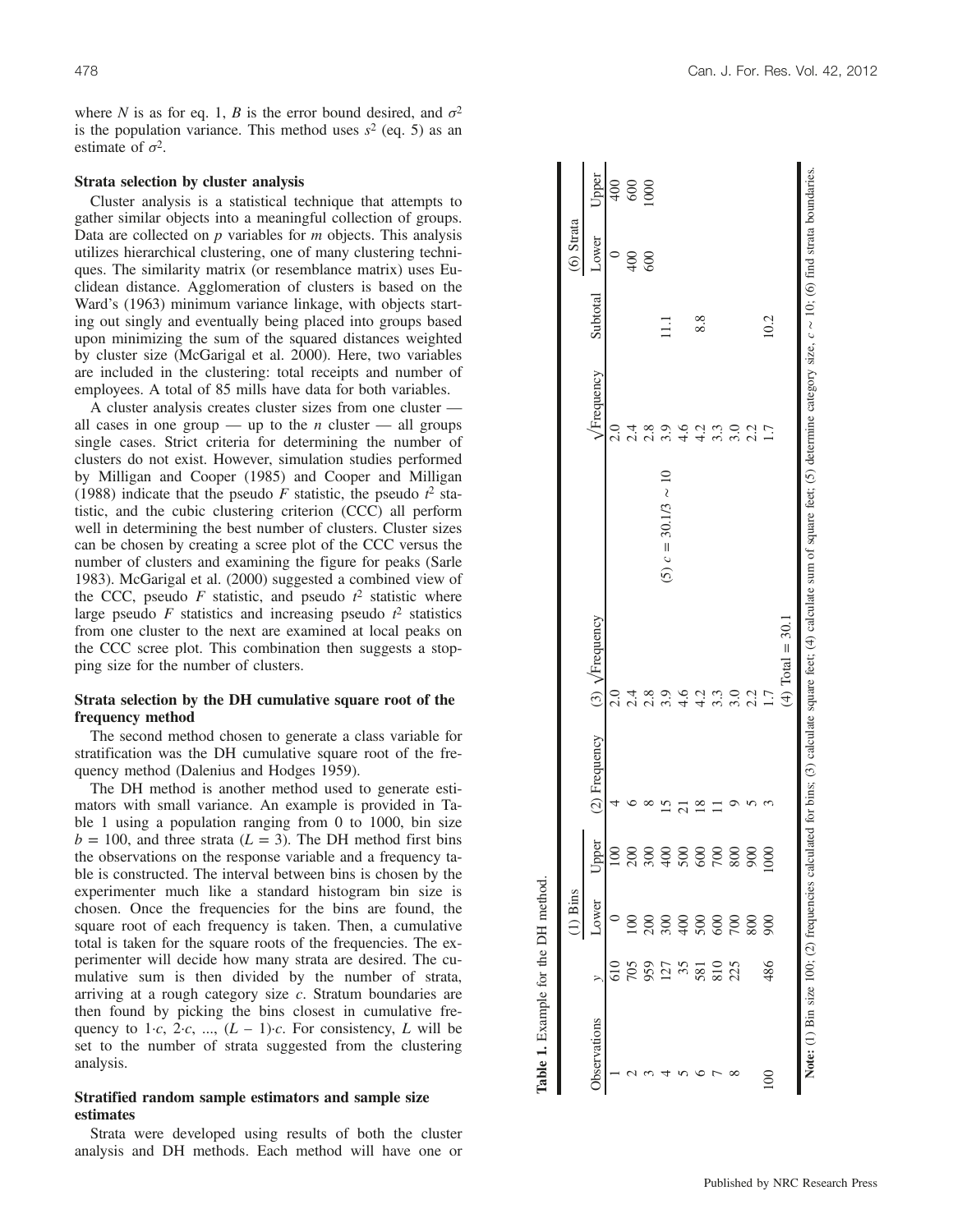where $N$ is as for eq. 1, $B$ is the error bound desired, and $\sigma^2$ is the population variance. This method uses $s^2$ (eq. 5) as an estimate of $\sigma^2$.

### Strata selection by cluster analysis

Cluster analysis is a statistical technique that attempts to gather similar objects into a meaningful collection of groups. Data are collected on $p$ variables for $m$ objects. This analysis utilizes hierarchical clustering, one of many clustering techniques. The similarity matrix (or resemblance matrix) uses Euclidean distance. Agglomeration of clusters is based on the Ward's (1963) minimum variance linkage, with objects starting out singly and eventually being placed into groups based upon minimizing the sum of the squared distances weighted by cluster size (McGarigal et al. 2000). Here, two variables are included in the clustering: total receipts and number of employees. A total of 85 mills have data for both variables.

A cluster analysis creates cluster sizes from one cluster — all cases in one group — up to the $n$ cluster — all groups single cases. Strict criteria for determining the number of clusters do not exist. However, simulation studies performed by Milligan and Cooper (1985) and Cooper and Milligan (1988) indicate that the pseudo $F$ statistic, the pseudo $t^2$ statistic, and the cubic clustering criterion (CCC) all perform well in determining the best number of clusters. Cluster sizes can be chosen by creating a scree plot of the CCC versus the number of clusters and examining the figure for peaks (Sarle 1983). McGarigal et al. (2000) suggested a combined view of the CCC, pseudo $F$ statistic, and pseudo $t^2$ statistic where large pseudo $F$ statistics and increasing pseudo $t^2$ statistics from one cluster to the next are examined at local peaks on the CCC scree plot. This combination then suggests a stopping size for the number of clusters.

### Strata selection by the DH cumulative square root of the frequency method

The second method chosen to generate a class variable for stratification was the DH cumulative square root of the frequency method (Dalenius and Hodges 1959).

The DH method is another method used to generate estimators with small variance. An example is provided in Table 1 using a population ranging from 0 to 1000, bin size $b$ = 100, and three strata ($L$ = 3). The DH method first bins the observations on the response variable and a frequency table is constructed. The interval between bins is chosen by the experimenter much like a standard histogram bin size is chosen. Once the frequencies for the bins are found, the square root of each frequency is taken. Then, a cumulative total is taken for the square roots of the frequencies. The experimenter will decide how many strata are desired. The cumulative sum is then divided by the number of strata, arriving at a rough category size $c$. Stratum boundaries are then found by picking the bins closest in cumulative frequency to $1 \cdot c$, $2 \cdot c$, ..., $(L - 1) \cdot c$. For consistency, $L$ will be set to the number of strata suggested from the clustering analysis.

### Stratified random sample estimators and sample size estimates

Strata were developed using results of both the cluster analysis and DH methods. Each method will have one or

**Table 1.** Example for the DH method.

| Observations | $y$ | (1) Bins Lower | Upper | (2) Frequency | (3) $\sqrt{\text{Frequency}}$ | | $\sqrt{\text{Frequency}}$ | Subtotal | (6) Strata Lower | Upper |
|---|---|---|---|---|---|---|---|---|---|---|
| 1 | 610 | 0 | 100 | 4 | 2.0 | | 2.0 | | 0 | 400 |
| 2 | 705 | 100 | 200 | 6 | 2.4 | | 2.4 | | 400 | 600 |
| 3 | 959 | 200 | 300 | 8 | 2.8 | | 2.8 | | 600 | 1000 |
| 4 | 127 | 300 | 400 | 15 | 3.9 | (5) $c$ = 30.1/3 ~ 10 | 3.9 | 11.1 | | |
| 5 | 35 | 400 | 500 | 21 | 4.6 | | 4.6 | | | |
| 6 | 581 | 500 | 600 | 18 | 4.2 | | 4.2 | 8.8 | | |
| 7 | 810 | 600 | 700 | 11 | 3.3 | | 3.3 | | | |
| 8 | 225 | 700 | 800 | 9 | 3.0 | | 3.0 | | | |
| | | 800 | 900 | 5 | 2.2 | | 2.2 | | | |
| 100 | 486 | 900 | 1000 | 3 | 1.7 | | 1.7 | 10.2 | | |
| | | | | | (4) Total = 30.1 | | | | | |

**Note:** (1) Bin size 100; (2) frequencies calculated for bins; (3) calculate square feet; (4) calculate sum of square feet; (5) determine category size, $c$ ~ 10; (6) find strata boundaries.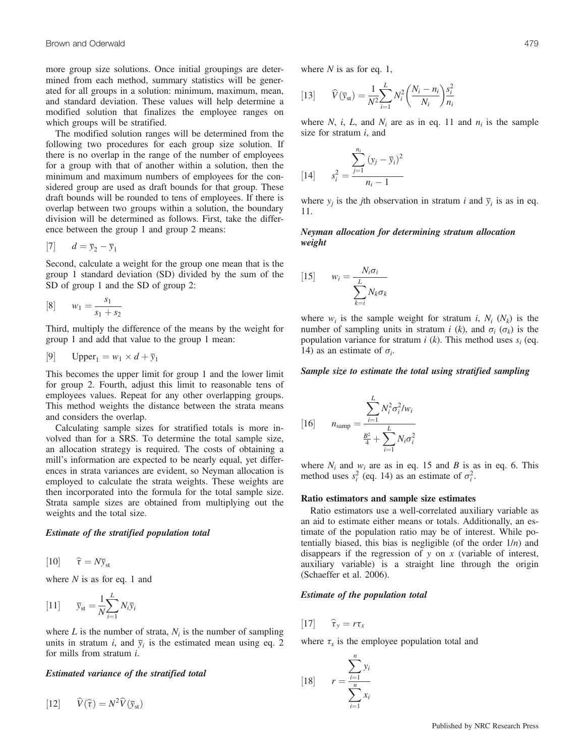more group size solutions. Once initial groupings are determined from each method, summary statistics will be generated for all groups in a solution: minimum, maximum, mean, and standard deviation. These values will help determine a modified solution that finalizes the employee ranges on which groups will be stratified.

The modified solution ranges will be determined from the following two procedures for each group size solution. If there is no overlap in the range of the number of employees for a group with that of another within a solution, then the minimum and maximum numbers of employees for the considered group are used as draft bounds for that group. These draft bounds will be rounded to tens of employees. If there is overlap between two groups within a solution, the boundary division will be determined as follows. First, take the difference between the group 1 and group 2 means:

$$[7] \quad d = \bar{y}_2 - \bar{y}_1$$

Second, calculate a weight for the group one mean that is the group 1 standard deviation (SD) divided by the sum of the SD of group 1 and the SD of group 2:

$$[8] \quad w_1 = \frac{s_1}{s_1 + s_2}$$

Third, multiply the difference of the means by the weight for group 1 and add that value to the group 1 mean:

$$[9] \quad \text{Upper}_1 = w_1 \times d + \bar{y}_1$$

This becomes the upper limit for group 1 and the lower limit for group 2. Fourth, adjust this limit to reasonable tens of employees values. Repeat for any other overlapping groups. This method weights the distance between the strata means and considers the overlap.

Calculating sample sizes for stratified totals is more involved than for a SRS. To determine the total sample size, an allocation strategy is required. The costs of obtaining a mill's information are expected to be nearly equal, yet differences in strata variances are evident, so Neyman allocation is employed to calculate the strata weights. These weights are then incorporated into the formula for the total sample size. Strata sample sizes are obtained from multiplying out the weights and the total size.

#### *Estimate of the stratified population total*

$$[10] \quad \hat{\tau} = N\bar{y}_{\text{st}}$$

where $N$ is as for eq. 1 and

$$[11] \quad \bar{y}_{\text{st}} = \frac{1}{N}\sum_{i=1}^{L} N_i \bar{y}_i$$

where $L$ is the number of strata, $N_i$ is the number of sampling units in stratum $i$, and $\bar{y}_i$ is the estimated mean using eq. 2 for mills from stratum $i$.

#### *Estimated variance of the stratified total*

$$[12] \quad \hat{V}(\hat{\tau}) = N^2 \hat{V}(\bar{y}_{\text{st}})$$

where $N$ is as for eq. 1,

$$[13] \quad \hat{V}(\bar{y}_{\text{st}}) = \frac{1}{N^2}\sum_{i=1}^{L} N_i^2 \left(\frac{N_i - n_i}{N_i}\right)\frac{s_i^2}{n_i}$$

where $N$, $i$, $L$, and $N_i$ are as in eq. 11 and $n_i$ is the sample size for stratum $i$, and

$$[14] \quad s_i^2 = \frac{\sum_{j=1}^{n_i} (y_j - \bar{y}_i)^2}{n_i - 1}$$

where $y_j$ is the $j$th observation in stratum $i$ and $\bar{y}_i$ is as in eq. 11.

#### *Neyman allocation for determining stratum allocation weight*

$$[15] \quad w_i = \frac{N_i \sigma_i}{\sum_{k=i}^{L} N_k \sigma_k}$$

where $w_i$ is the sample weight for stratum $i$, $N_i$ ($N_k$) is the number of sampling units in stratum $i$ ($k$), and $\sigma_i$ ($\sigma_k$) is the population variance for stratum $i$ ($k$). This method uses $s_i$ (eq. 14) as an estimate of $\sigma_i$.

#### *Sample size to estimate the total using stratified sampling*

$$[16] \quad n_{\text{samp}} = \frac{\sum_{i=1}^{L} N_i^2 \sigma_i^2 / w_i}{\frac{B^2}{4} + \sum_{i=1}^{L} N_i \sigma_i^2}$$

where $N_i$ and $w_i$ are as in eq. 15 and $B$ is as in eq. 6. This method uses $s_i^2$ (eq. 14) as an estimate of $\sigma_i^2$.

### Ratio estimators and sample size estimates

Ratio estimators use a well-correlated auxiliary variable as an aid to estimate either means or totals. Additionally, an estimate of the population ratio may be of interest. While potentially biased, this bias is negligible (of the order $1/n$) and disappears if the regression of $y$ on $x$ (variable of interest, auxiliary variable) is a straight line through the origin (Schaeffer et al. 2006).

#### *Estimate of the population total*

$$[17] \quad \hat{\tau}_y = r\tau_x$$

where $\tau_x$ is the employee population total and

$$[18] \quad r = \frac{\sum_{i=1}^{n} y_i}{\sum_{i=1}^{n} x_i}$$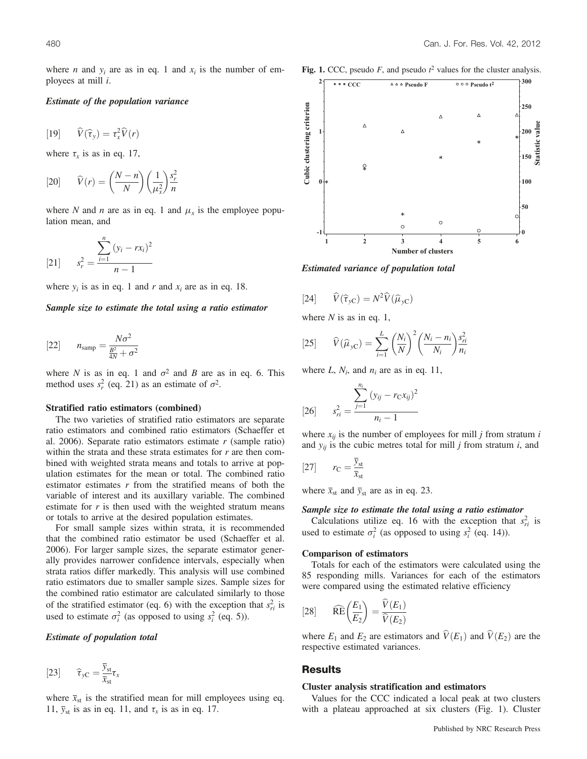where $n$ and $y_i$ are as in eq. 1 and $x_i$ is the number of employees at mill $i$.

***Estimate of the population variance***

$$[19] \qquad \widehat{V}(\widehat{\tau}_y) = \tau_x^2 \widehat{V}(r)$$

where $\tau_x$ is as in eq. 17,

$$[20] \qquad \widehat{V}(r) = \left(\frac{N-n}{N}\right)\left(\frac{1}{\mu_x^2}\right)\frac{s_r^2}{n}$$

where $N$ and $n$ are as in eq. 1 and $\mu_x$ is the employee population mean, and

$$[21] \qquad s_r^2 = \frac{\sum_{i=1}^{n}(y_i - rx_i)^2}{n-1}$$

where $y_i$ is as in eq. 1 and $r$ and $x_i$ are as in eq. 18.

***Sample size to estimate the total using a ratio estimator***

$$[22] \qquad n_{\text{samp}} = \frac{N\sigma^2}{\frac{B^2}{4N} + \sigma^2}$$

where $N$ is as in eq. 1 and $\sigma^2$ and $B$ are as in eq. 6. This method uses $s_r^2$ (eq. 21) as an estimate of $\sigma^2$.

**Stratified ratio estimators (combined)**

The two varieties of stratified ratio estimators are separate ratio estimators and combined ratio estimators (Schaeffer et al. 2006). Separate ratio estimators estimate $r$ (sample ratio) within the strata and these strata estimates for $r$ are then combined with weighted strata means and totals to arrive at population estimates for the mean or total. The combined ratio estimator estimates $r$ from the stratified means of both the variable of interest and its auxillary variable. The combined estimate for $r$ is then used with the weighted stratum means or totals to arrive at the desired population estimates.

For small sample sizes within strata, it is recommended that the combined ratio estimator be used (Schaeffer et al. 2006). For larger sample sizes, the separate estimator generally provides narrower confidence intervals, especially when strata ratios differ markedly. This analysis will use combined ratio estimators due to smaller sample sizes. Sample sizes for the combined ratio estimator are calculated similarly to those of the stratified estimator (eq. 6) with the exception that $s_{ri}^2$ is used to estimate $\sigma_i^2$ (as opposed to using $s_i^2$ (eq. 5)).

***Estimate of population total***

$$[23] \qquad \widehat{\tau}_{y\text{C}} = \frac{\overline{y}_{\text{st}}}{\overline{x}_{\text{st}}}\tau_x$$

where $\overline{x}_{\text{st}}$ is the stratified mean for mill employees using eq. 11, $\overline{y}_{\text{st}}$ is as in eq. 11, and $\tau_x$ is as in eq. 17.

**Fig. 1.** CCC, pseudo $F$, and pseudo $t^2$ values for the cluster analysis.

* * * CCC
△ △ △ Pseudo F
○ ○ ○ Pseudo t2
Cubic clustering criterion
Statistic value
Number of clusters
2
1
0
-1
300
250
200
150
100
50
0
1 2 3 4 5 6

***Estimated variance of population total***

$$[24] \qquad \widehat{V}(\widehat{\tau}_{y\text{C}}) = N^2\widehat{V}(\widehat{\mu}_{y\text{C}})$$

where $N$ is as in eq. 1,

$$[25] \qquad \widehat{V}(\widehat{\mu}_{y\text{C}}) = \sum_{i=1}^{L}\left(\frac{N_i}{N}\right)^2\left(\frac{N_i - n_i}{N_i}\right)\frac{s_{ri}^2}{n_i}$$

where $L$, $N_i$, and $n_i$ are as in eq. 11,

$$[26] \qquad s_{ri}^2 = \frac{\sum_{j=1}^{n_i}(y_{ij} - r_{\text{C}}x_{ij})^2}{n_i - 1}$$

where $x_{ij}$ is the number of employees for mill $j$ from stratum $i$ and $y_{ij}$ is the cubic metres total for mill $j$ from stratum $i$, and

$$[27] \qquad r_{\text{C}} = \frac{\overline{y}_{\text{st}}}{\overline{x}_{\text{st}}}$$

where $\overline{x}_{\text{st}}$ and $\overline{y}_{\text{st}}$ are as in eq. 23.

***Sample size to estimate the total using a ratio estimator***

Calculations utilize eq. 16 with the exception that $s_{ri}^2$ is used to estimate $\sigma_i^2$ (as opposed to using $s_i^2$ (eq. 14)).

**Comparison of estimators**

Totals for each of the estimators were calculated using the 85 responding mills. Variances for each of the estimators were compared using the estimated relative efficiency

$$[28] \qquad \widehat{\text{RE}}\left(\frac{E_1}{E_2}\right) = \frac{\widehat{V}(E_1)}{\widehat{V}(E_2)}$$

where $E_1$ and $E_2$ are estimators and $\widehat{V}(E_1)$ and $\widehat{V}(E_2)$ are the respective estimated variances.

## Results

**Cluster analysis stratification and estimators**

Values for the CCC indicated a local peak at two clusters with a plateau approached at six clusters (Fig. 1). Cluster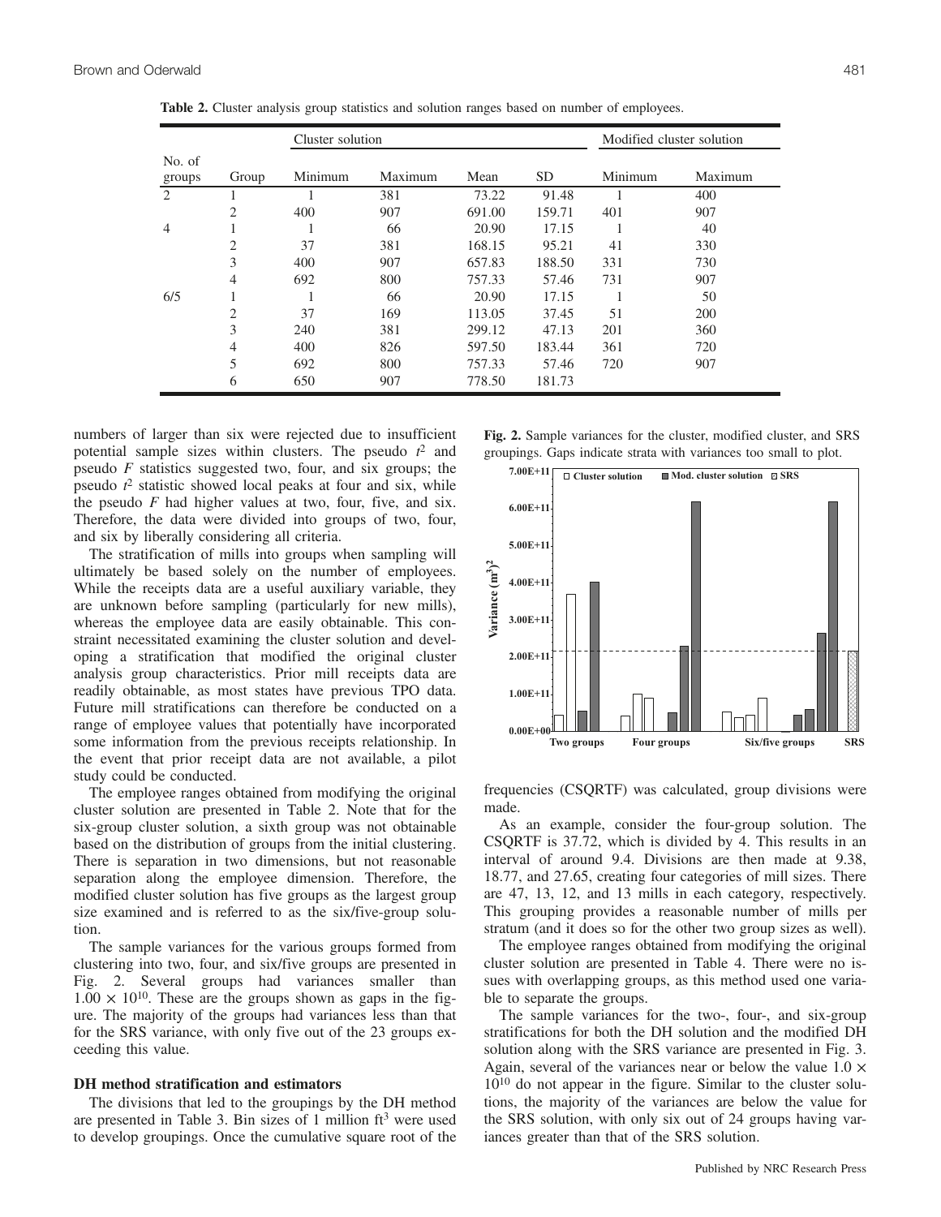**Table 2.** Cluster analysis group statistics and solution ranges based on number of employees.

| | | Cluster solution | | | | Modified cluster solution | |
|---|---|---|---|---|---|---|---|
| No. of groups | Group | Minimum | Maximum | Mean | SD | Minimum | Maximum |
| 2 | 1 | 1 | 381 | 73.22 | 91.48 | 1 | 400 |
| | 2 | 400 | 907 | 691.00 | 159.71 | 401 | 907 |
| 4 | 1 | 1 | 66 | 20.90 | 17.15 | 1 | 40 |
| | 2 | 37 | 381 | 168.15 | 95.21 | 41 | 330 |
| | 3 | 400 | 907 | 657.83 | 188.50 | 331 | 730 |
| | 4 | 692 | 800 | 757.33 | 57.46 | 731 | 907 |
| 6/5 | 1 | 1 | 66 | 20.90 | 17.15 | 1 | 50 |
| | 2 | 37 | 169 | 113.05 | 37.45 | 51 | 200 |
| | 3 | 240 | 381 | 299.12 | 47.13 | 201 | 360 |
| | 4 | 400 | 826 | 597.50 | 183.44 | 361 | 720 |
| | 5 | 692 | 800 | 757.33 | 57.46 | 720 | 907 |
| | 6 | 650 | 907 | 778.50 | 181.73 | | |

numbers of larger than six were rejected due to insufficient potential sample sizes within clusters. The pseudo $t^2$ and pseudo $F$ statistics suggested two, four, and six groups; the pseudo $t^2$ statistic showed local peaks at four and six, while the pseudo $F$ had higher values at two, four, five, and six. Therefore, the data were divided into groups of two, four, and six by liberally considering all criteria.

The stratification of mills into groups when sampling will ultimately be based solely on the number of employees. While the receipts data are a useful auxiliary variable, they are unknown before sampling (particularly for new mills), whereas the employee data are easily obtainable. This constraint necessitated examining the cluster solution and developing a stratification that modified the original cluster analysis group characteristics. Prior mill receipts data are readily obtainable, as most states have previous TPO data. Future mill stratifications can therefore be conducted on a range of employee values that potentially have incorporated some information from the previous receipts relationship. In the event that prior receipt data are not available, a pilot study could be conducted.

The employee ranges obtained from modifying the original cluster solution are presented in Table 2. Note that for the six-group cluster solution, a sixth group was not obtainable based on the distribution of groups from the initial clustering. There is separation in two dimensions, but not reasonable separation along the employee dimension. Therefore, the modified cluster solution has five groups as the largest group size examined and is referred to as the six/five-group solution.

The sample variances for the various groups formed from clustering into two, four, and six/five groups are presented in Fig. 2. Several groups had variances smaller than $1.00 \times 10^{10}$. These are the groups shown as gaps in the figure. The majority of the groups had variances less than that for the SRS variance, with only five out of the 23 groups exceeding this value.

### DH method stratification and estimators

The divisions that led to the groupings by the DH method are presented in Table 3. Bin sizes of 1 million ft$^3$ were used to develop groupings. Once the cumulative square root of the frequencies (CSQRTF) was calculated, group divisions were made.

**Fig. 2.** Sample variances for the cluster, modified cluster, and SRS groupings. Gaps indicate strata with variances too small to plot.

7.00E+11
6.00E+11
5.00E+11
4.00E+11
3.00E+11
2.00E+11
1.00E+11
0.00E+00
Variance (m$^3$)$^2$
Cluster solution
Mod. cluster solution
SRS
Two groups
Four groups
Six/five groups
SRS

As an example, consider the four-group solution. The CSQRTF is 37.72, which is divided by 4. This results in an interval of around 9.4. Divisions are then made at 9.38, 18.77, and 27.65, creating four categories of mill sizes. There are 47, 13, 12, and 13 mills in each category, respectively. This grouping provides a reasonable number of mills per stratum (and it does so for the other two group sizes as well).

The employee ranges obtained from modifying the original cluster solution are presented in Table 4. There were no issues with overlapping groups, as this method used one variable to separate the groups.

The sample variances for the two-, four-, and six-group stratifications for both the DH solution and the modified DH solution along with the SRS variance are presented in Fig. 3. Again, several of the variances near or below the value $1.0 \times 10^{10}$ do not appear in the figure. Similar to the cluster solutions, the majority of the variances are below the value for the SRS solution, with only six out of 24 groups having variances greater than that of the SRS solution.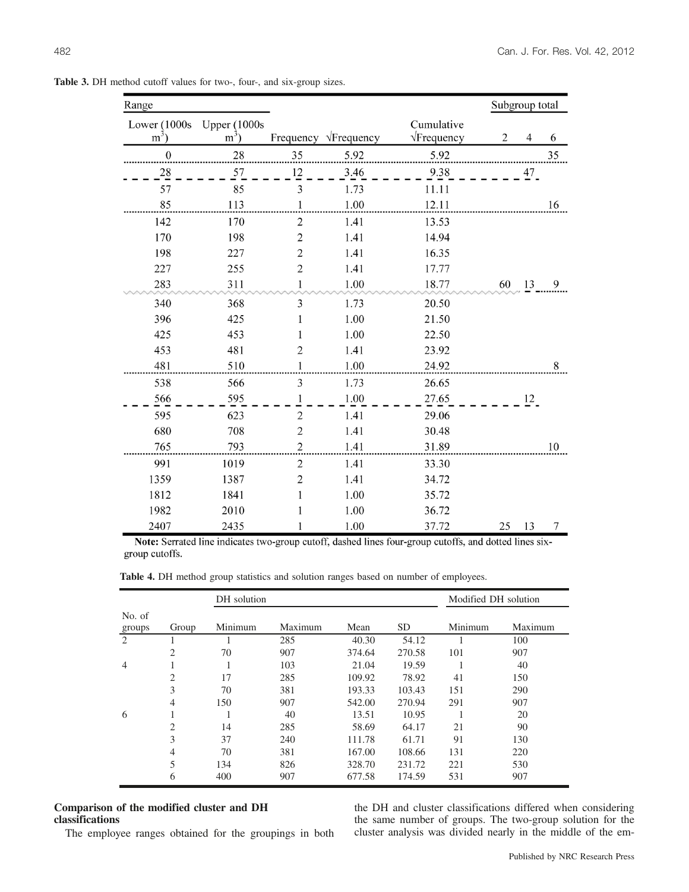**Table 3.** DH method cutoff values for two-, four-, and six-group sizes.

| Range | | | | | Subgroup total | | |
|---|---|---|---|---|---|---|---|
| Lower (1000s $m^3$) | Upper (1000s $m^3$) | Frequency | √Frequency | Cumulative √Frequency | 2 | 4 | 6 |
| 0 | 28 | 35 | 5.92 | 5.92 | | | 35 |
| 28 | 57 | 12 | 3.46 | 9.38 | | 47 | |
| 57 | 85 | 3 | 1.73 | 11.11 | | | |
| 85 | 113 | 1 | 1.00 | 12.11 | | | 16 |
| 142 | 170 | 2 | 1.41 | 13.53 | | | |
| 170 | 198 | 2 | 1.41 | 14.94 | | | |
| 198 | 227 | 2 | 1.41 | 16.35 | | | |
| 227 | 255 | 2 | 1.41 | 17.77 | | | |
| 283 | 311 | 1 | 1.00 | 18.77 | 60 | 13 | 9 |
| 340 | 368 | 3 | 1.73 | 20.50 | | | |
| 396 | 425 | 1 | 1.00 | 21.50 | | | |
| 425 | 453 | 1 | 1.00 | 22.50 | | | |
| 453 | 481 | 2 | 1.41 | 23.92 | | | |
| 481 | 510 | 1 | 1.00 | 24.92 | | | 8 |
| 538 | 566 | 3 | 1.73 | 26.65 | | | |
| 566 | 595 | 1 | 1.00 | 27.65 | | 12 | |
| 595 | 623 | 2 | 1.41 | 29.06 | | | |
| 680 | 708 | 2 | 1.41 | 30.48 | | | |
| 765 | 793 | 2 | 1.41 | 31.89 | | | 10 |
| 991 | 1019 | 2 | 1.41 | 33.30 | | | |
| 1359 | 1387 | 2 | 1.41 | 34.72 | | | |
| 1812 | 1841 | 1 | 1.00 | 35.72 | | | |
| 1982 | 2010 | 1 | 1.00 | 36.72 | | | |
| 2407 | 2435 | 1 | 1.00 | 37.72 | 25 | 13 | 7 |

**Note:** Serrated line indicates two-group cutoff, dashed lines four-group cutoffs, and dotted lines six-group cutoffs.

**Table 4.** DH method group statistics and solution ranges based on number of employees.

| | | DH solution | | | | Modified DH solution | |
|---|---|---|---|---|---|---|---|
| No. of groups | Group | Minimum | Maximum | Mean | SD | Minimum | Maximum |
| 2 | 1 | 1 | 285 | 40.30 | 54.12 | 1 | 100 |
| | 2 | 70 | 907 | 374.64 | 270.58 | 101 | 907 |
| 4 | 1 | 1 | 103 | 21.04 | 19.59 | 1 | 40 |
| | 2 | 17 | 285 | 109.92 | 78.92 | 41 | 150 |
| | 3 | 70 | 381 | 193.33 | 103.43 | 151 | 290 |
| | 4 | 150 | 907 | 542.00 | 270.94 | 291 | 907 |
| 6 | 1 | 1 | 40 | 13.51 | 10.95 | 1 | 20 |
| | 2 | 14 | 285 | 58.69 | 64.17 | 21 | 90 |
| | 3 | 37 | 240 | 111.78 | 61.71 | 91 | 130 |
| | 4 | 70 | 381 | 167.00 | 108.66 | 131 | 220 |
| | 5 | 134 | 826 | 328.70 | 231.72 | 221 | 530 |
| | 6 | 400 | 907 | 677.58 | 174.59 | 531 | 907 |

### Comparison of the modified cluster and DH classifications

The employee ranges obtained for the groupings in both the DH and cluster classifications differed when considering the same number of groups. The two-group solution for the cluster analysis was divided nearly in the middle of the em-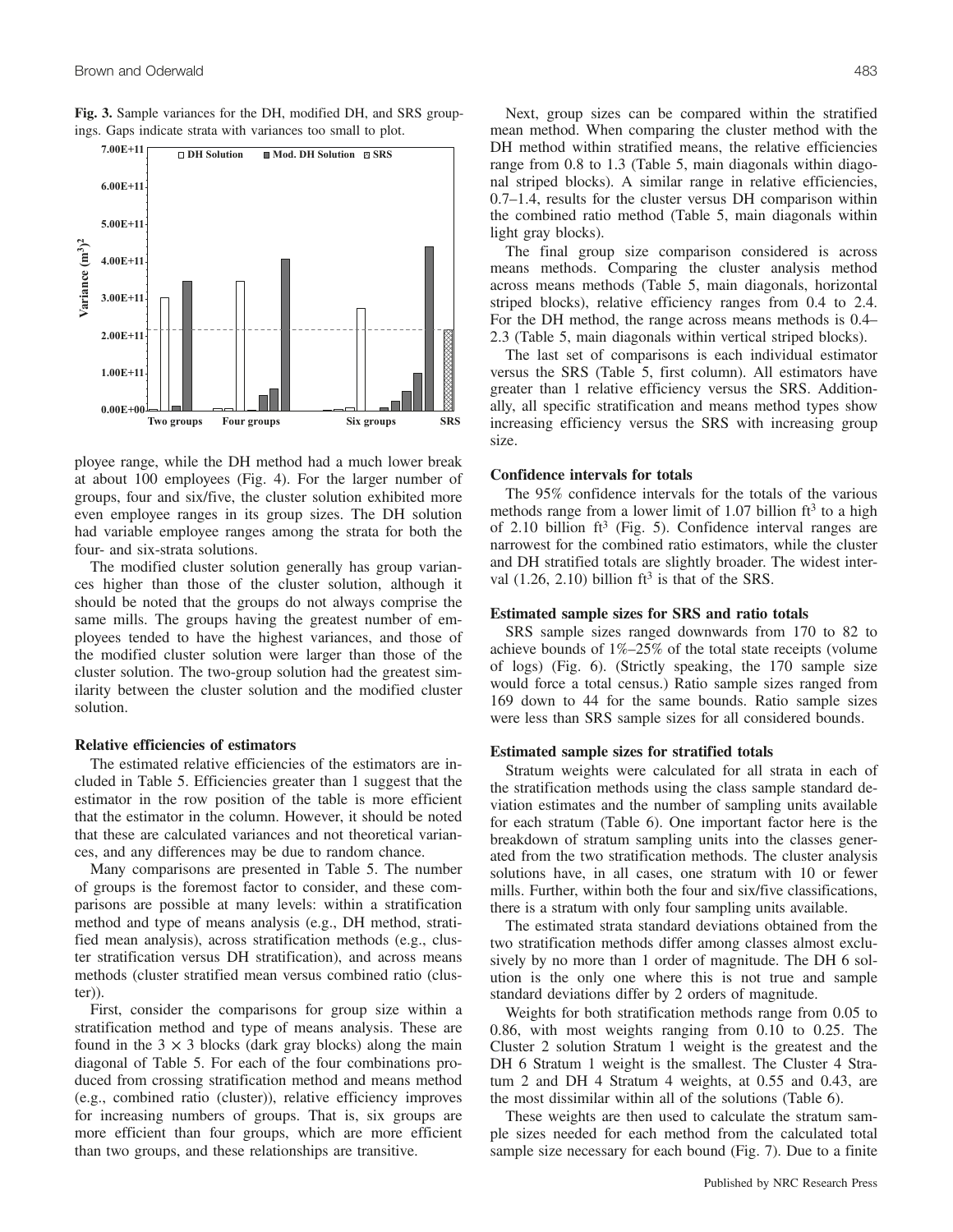**Fig. 3.** Sample variances for the DH, modified DH, and SRS groupings. Gaps indicate strata with variances too small to plot.

7.00E+11
6.00E+11
5.00E+11
4.00E+11
3.00E+11
2.00E+11
1.00E+11
0.00E+00

Variance (m$^3$)$^2$

DH Solution
Mod. DH Solution
SRS

Two groups
Four groups
Six groups
SRS

ployee range, while the DH method had a much lower break at about 100 employees (Fig. 4). For the larger number of groups, four and six/five, the cluster solution exhibited more even employee ranges in its group sizes. The DH solution had variable employee ranges among the strata for both the four- and six-strata solutions.

The modified cluster solution generally has group variances higher than those of the cluster solution, although it should be noted that the groups do not always comprise the same mills. The groups having the greatest number of employees tended to have the highest variances, and those of the modified cluster solution were larger than those of the cluster solution. The two-group solution had the greatest similarity between the cluster solution and the modified cluster solution.

### Relative efficiencies of estimators

The estimated relative efficiencies of the estimators are included in Table 5. Efficiencies greater than 1 suggest that the estimator in the row position of the table is more efficient that the estimator in the column. However, it should be noted that these are calculated variances and not theoretical variances, and any differences may be due to random chance.

Many comparisons are presented in Table 5. The number of groups is the foremost factor to consider, and these comparisons are possible at many levels: within a stratification method and type of means analysis (e.g., DH method, stratified mean analysis), across stratification methods (e.g., cluster stratification versus DH stratification), and across means methods (cluster stratified mean versus combined ratio (cluster)).

First, consider the comparisons for group size within a stratification method and type of means analysis. These are found in the $3 \times 3$ blocks (dark gray blocks) along the main diagonal of Table 5. For each of the four combinations produced from crossing stratification method and means method (e.g., combined ratio (cluster)), relative efficiency improves for increasing numbers of groups. That is, six groups are more efficient than four groups, which are more efficient than two groups, and these relationships are transitive.

Next, group sizes can be compared within the stratified mean method. When comparing the cluster method with the DH method within stratified means, the relative efficiencies range from 0.8 to 1.3 (Table 5, main diagonals within diagonal striped blocks). A similar range in relative efficiencies, 0.7–1.4, results for the cluster versus DH comparison within the combined ratio method (Table 5, main diagonals within light gray blocks).

The final group size comparison considered is across means methods. Comparing the cluster analysis method across means methods (Table 5, main diagonals, horizontal striped blocks), relative efficiency ranges from 0.4 to 2.4. For the DH method, the range across means methods is 0.4–2.3 (Table 5, main diagonals within vertical striped blocks).

The last set of comparisons is each individual estimator versus the SRS (Table 5, first column). All estimators have greater than 1 relative efficiency versus the SRS. Additionally, all specific stratification and means method types show increasing efficiency versus the SRS with increasing group size.

### Confidence intervals for totals

The 95% confidence intervals for the totals of the various methods range from a lower limit of 1.07 billion ft$^3$ to a high of 2.10 billion ft$^3$ (Fig. 5). Confidence interval ranges are narrowest for the combined ratio estimators, while the cluster and DH stratified totals are slightly broader. The widest interval (1.26, 2.10) billion ft$^3$ is that of the SRS.

### Estimated sample sizes for SRS and ratio totals

SRS sample sizes ranged downwards from 170 to 82 to achieve bounds of 1%–25% of the total state receipts (volume of logs) (Fig. 6). (Strictly speaking, the 170 sample size would force a total census.) Ratio sample sizes ranged from 169 down to 44 for the same bounds. Ratio sample sizes were less than SRS sample sizes for all considered bounds.

### Estimated sample sizes for stratified totals

Stratum weights were calculated for all strata in each of the stratification methods using the class sample standard deviation estimates and the number of sampling units available for each stratum (Table 6). One important factor here is the breakdown of stratum sampling units into the classes generated from the two stratification methods. The cluster analysis solutions have, in all cases, one stratum with 10 or fewer mills. Further, within both the four and six/five classifications, there is a stratum with only four sampling units available.

The estimated strata standard deviations obtained from the two stratification methods differ among classes almost exclusively by no more than 1 order of magnitude. The DH 6 solution is the only one where this is not true and sample standard deviations differ by 2 orders of magnitude.

Weights for both stratification methods range from 0.05 to 0.86, with most weights ranging from 0.10 to 0.25. The Cluster 2 solution Stratum 1 weight is the greatest and the DH 6 Stratum 1 weight is the smallest. The Cluster 4 Stratum 2 and DH 4 Stratum 4 weights, at 0.55 and 0.43, are the most dissimilar within all of the solutions (Table 6).

These weights are then used to calculate the stratum sample sizes needed for each method from the calculated total sample size necessary for each bound (Fig. 7). Due to a finite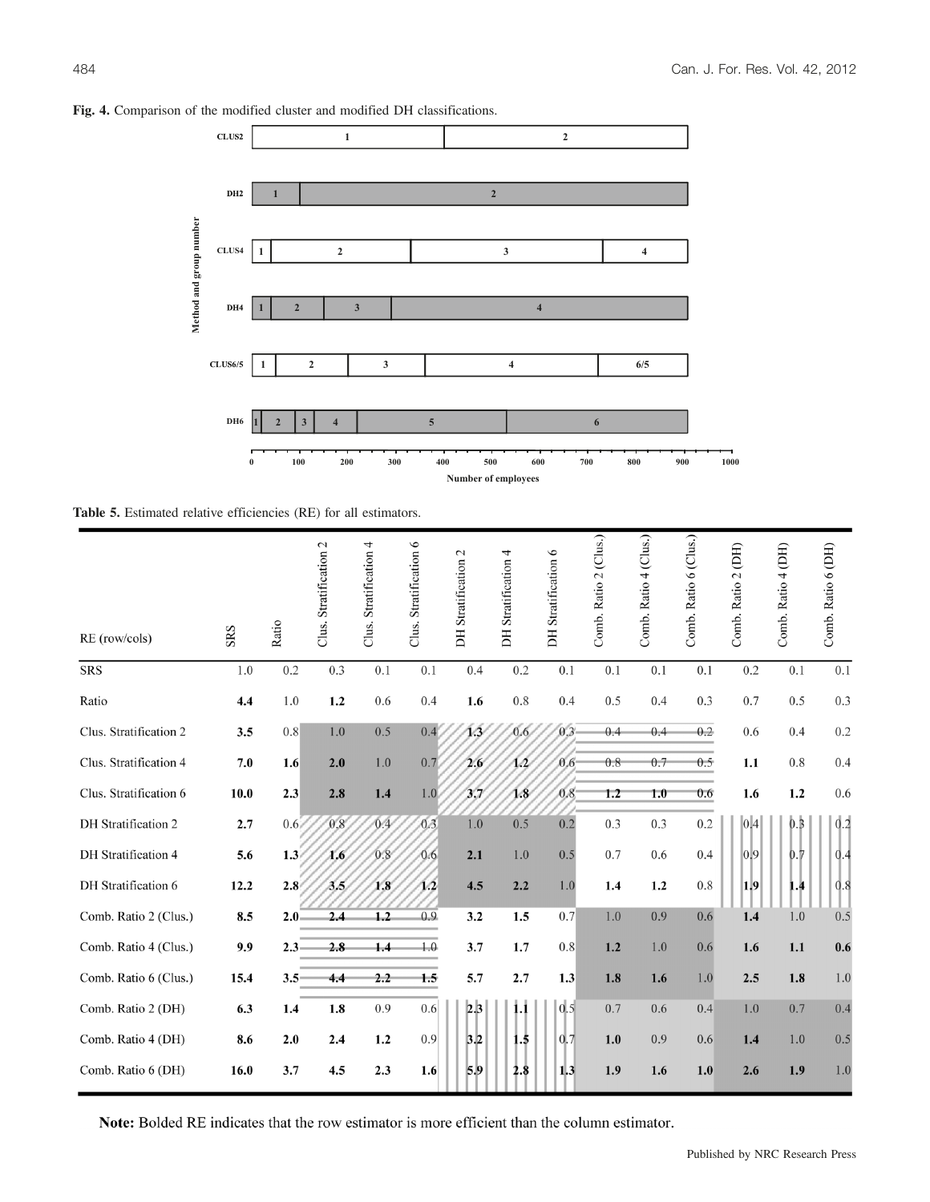**Fig. 4.** Comparison of the modified cluster and modified DH classifications.

Method and group number

CLUS2 1 2

DH2 1 2

CLUS4 1 2 3 4

DH4 1 2 3 4

CLUS6/5 1 2 3 4 6/5

DH6 1 2 3 4 5 6

0 100 200 300 400 500 600 700 800 900 1000

Number of employees

**Table 5.** Estimated relative efficiencies (RE) for all estimators.

| RE (row/cols) | SRS | Ratio | Clus. Stratification 2 | Clus. Stratification 4 | Clus. Stratification 6 | DH Stratification 2 | DH Stratification 4 | DH Stratification 6 | Comb. Ratio 2 (Clus.) | Comb. Ratio 4 (Clus.) | Comb. Ratio 6 (Clus.) | Comb. Ratio 2 (DH) | Comb. Ratio 4 (DH) | Comb. Ratio 6 (DH) |
|---|---|---|---|---|---|---|---|---|---|---|---|---|---|---|
| SRS | 1.0 | 0.2 | 0.3 | 0.1 | 0.1 | 0.4 | 0.2 | 0.1 | 0.1 | 0.1 | 0.1 | 0.2 | 0.1 | 0.1 |
| Ratio | **4.4** | 1.0 | **1.2** | 0.6 | 0.4 | **1.6** | 0.8 | 0.4 | 0.5 | 0.4 | 0.3 | 0.7 | 0.5 | 0.3 |
| Clus. Stratification 2 | **3.5** | 0.8 | 1.0 | 0.5 | 0.4 | **1.3** | 0.6 | 0.3 | 0.4 | 0.4 | 0.2 | 0.6 | 0.4 | 0.2 |
| Clus. Stratification 4 | **7.0** | **1.6** | **2.0** | 1.0 | 0.7 | **2.6** | **1.2** | 0.6 | 0.8 | 0.7 | 0.5 | **1.1** | 0.8 | 0.4 |
| Clus. Stratification 6 | **10.0** | **2.3** | **2.8** | **1.4** | 1.0 | **3.7** | **1.8** | 0.8 | **1.2** | **1.0** | 0.6 | **1.6** | **1.2** | 0.6 |
| DH Stratification 2 | **2.7** | 0.6 | 0.8 | 0.4 | 0.3 | 1.0 | 0.5 | 0.2 | 0.3 | 0.3 | 0.2 | 0.4 | 0.3 | 0.2 |
| DH Stratification 4 | **5.6** | **1.3** | **1.6** | 0.8 | 0.6 | **2.1** | 1.0 | 0.5 | 0.7 | 0.6 | 0.4 | 0.9 | 0.7 | 0.4 |
| DH Stratification 6 | **12.2** | **2.8** | **3.5** | **1.8** | **1.2** | **4.5** | **2.2** | 1.0 | **1.4** | **1.2** | 0.8 | **1.9** | **1.4** | 0.8 |
| Comb. Ratio 2 (Clus.) | **8.5** | **2.0** | **2.4** | **1.2** | 0.9 | **3.2** | **1.5** | 0.7 | 1.0 | 0.9 | 0.6 | **1.4** | 1.0 | 0.5 |
| Comb. Ratio 4 (Clus.) | **9.9** | **2.3** | **2.8** | **1.4** | 1.0 | **3.7** | **1.7** | 0.8 | **1.2** | 1.0 | 0.6 | **1.6** | **1.1** | **0.6** |
| Comb. Ratio 6 (Clus.) | **15.4** | **3.5** | **4.4** | **2.2** | **1.5** | **5.7** | **2.7** | **1.3** | **1.8** | **1.6** | 1.0 | **2.5** | **1.8** | 1.0 |
| Comb. Ratio 2 (DH) | **6.3** | **1.4** | **1.8** | 0.9 | 0.6 | **2.3** | **1.1** | 0.5 | 0.7 | 0.6 | 0.4 | 1.0 | 0.7 | 0.4 |
| Comb. Ratio 4 (DH) | **8.6** | **2.0** | **2.4** | **1.2** | 0.9 | **3.2** | **1.5** | 0.7 | **1.0** | 0.9 | 0.6 | **1.4** | 1.0 | 0.5 |
| Comb. Ratio 6 (DH) | **16.0** | **3.7** | **4.5** | **2.3** | **1.6** | **5.9** | **2.8** | **1.3** | **1.9** | **1.6** | **1.0** | **2.6** | **1.9** | 1.0 |

**Note:** Bolded RE indicates that the row estimator is more efficient than the column estimator.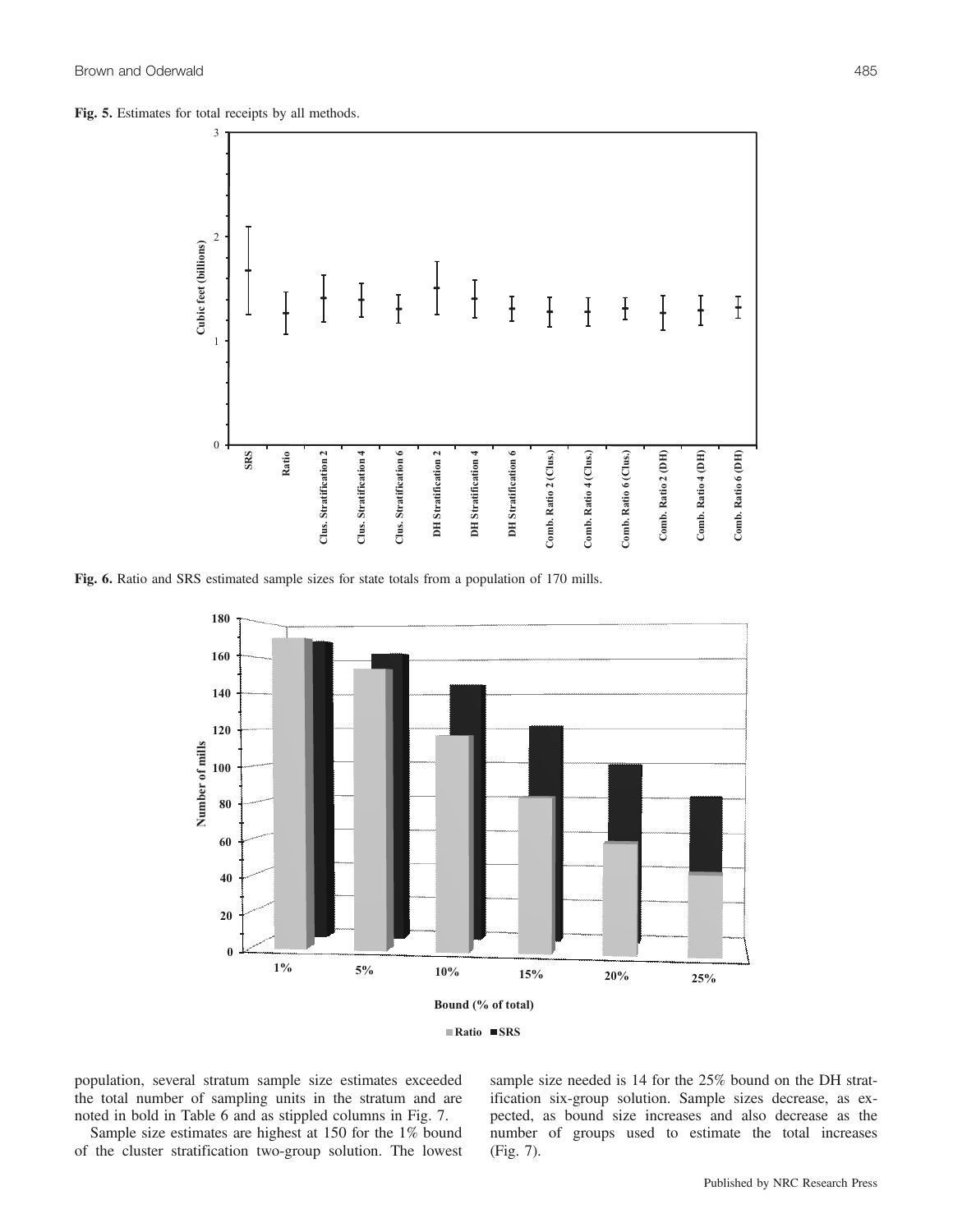**Fig. 5.** Estimates for total receipts by all methods.

Cubic feet (billions)

3

2

1

0

SRS

Ratio

Clus. Stratification 2

Clus. Stratification 4

Clus. Stratification 6

DH Stratification 2

DH Stratification 4

DH Stratification 6

Comb. Ratio 2 (Clus.)

Comb. Ratio 4 (Clus.)

Comb. Ratio 6 (Clus.)

Comb. Ratio 2 (DH)

Comb. Ratio 4 (DH)

Comb. Ratio 6 (DH)

**Fig. 6.** Ratio and SRS estimated sample sizes for state totals from a population of 170 mills.

Number of mills

180

160

140

120

100

80

60

40

20

0

1%

5%

10%

15%

20%

25%

Bound (% of total)

Ratio SRS

population, several stratum sample size estimates exceeded the total number of sampling units in the stratum and are noted in bold in Table 6 and as stippled columns in Fig. 7.

Sample size estimates are highest at 150 for the 1% bound of the cluster stratification two-group solution. The lowest sample size needed is 14 for the 25% bound on the DH stratification six-group solution. Sample sizes decrease, as expected, as bound size increases and also decrease as the number of groups used to estimate the total increases (Fig. 7).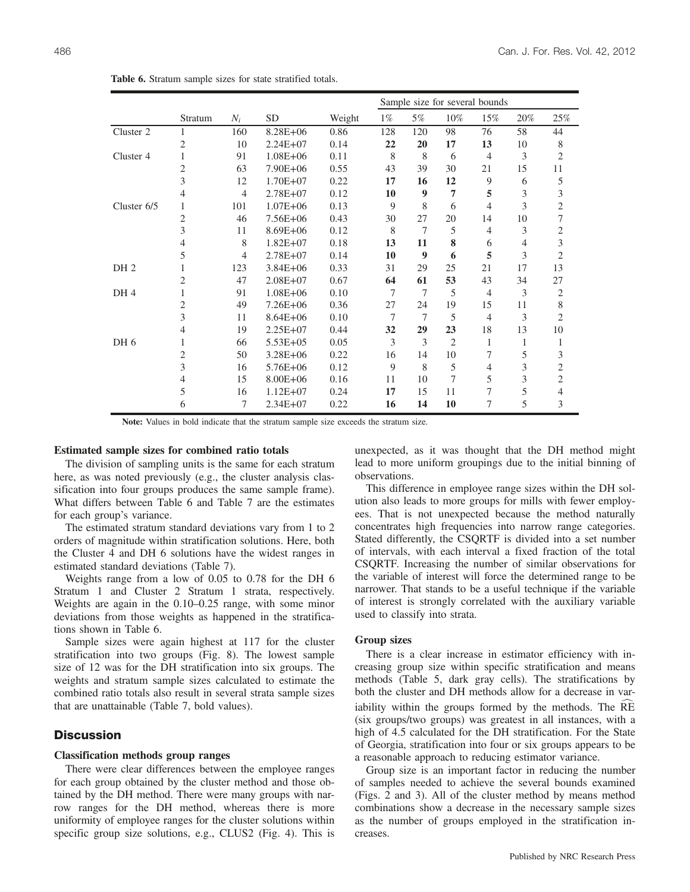**Table 6.** Stratum sample sizes for state stratified totals.

| | | | | | Sample size for several bounds | | | | | |
|---|---|---|---|---|---|---|---|---|---|---|
| | Stratum | $N_i$ | SD | Weight | 1% | 5% | 10% | 15% | 20% | 25% |
| Cluster 2 | 1 | 160 | 8.28E+06 | 0.86 | 128 | 120 | 98 | 76 | 58 | 44 |
| | 2 | 10 | 2.24E+07 | 0.14 | **22** | **20** | **17** | **13** | 10 | 8 |
| Cluster 4 | 1 | 91 | 1.08E+06 | 0.11 | 8 | 8 | 6 | 4 | 3 | 2 |
| | 2 | 63 | 7.90E+06 | 0.55 | 43 | 39 | 30 | 21 | 15 | 11 |
| | 3 | 12 | 1.70E+07 | 0.22 | **17** | **16** | **12** | 9 | 6 | 5 |
| | 4 | 4 | 2.78E+07 | 0.12 | **10** | **9** | **7** | **5** | 3 | 3 |
| Cluster 6/5 | 1 | 101 | 1.07E+06 | 0.13 | 9 | 8 | 6 | 4 | 3 | 2 |
| | 2 | 46 | 7.56E+06 | 0.43 | 30 | 27 | 20 | 14 | 10 | 7 |
| | 3 | 11 | 8.69E+06 | 0.12 | 8 | 7 | 5 | 4 | 3 | 2 |
| | 4 | 8 | 1.82E+07 | 0.18 | **13** | **11** | **8** | 6 | 4 | 3 |
| | 5 | 4 | 2.78E+07 | 0.14 | **10** | **9** | **6** | **5** | 3 | 2 |
| DH 2 | 1 | 123 | 3.84E+06 | 0.33 | 31 | 29 | 25 | 21 | 17 | 13 |
| | 2 | 47 | 2.08E+07 | 0.67 | **64** | **61** | **53** | 43 | 34 | 27 |
| DH 4 | 1 | 91 | 1.08E+06 | 0.10 | 7 | 7 | 5 | 4 | 3 | 2 |
| | 2 | 49 | 7.26E+06 | 0.36 | 27 | 24 | 19 | 15 | 11 | 8 |
| | 3 | 11 | 8.64E+06 | 0.10 | 7 | 7 | 5 | 4 | 3 | 2 |
| | 4 | 19 | 2.25E+07 | 0.44 | **32** | **29** | **23** | 18 | 13 | 10 |
| DH 6 | 1 | 66 | 5.53E+05 | 0.05 | 3 | 3 | 2 | 1 | 1 | 1 |
| | 2 | 50 | 3.28E+06 | 0.22 | 16 | 14 | 10 | 7 | 5 | 3 |
| | 3 | 16 | 5.76E+06 | 0.12 | 9 | 8 | 5 | 4 | 3 | 2 |
| | 4 | 15 | 8.00E+06 | 0.16 | 11 | 10 | 7 | 5 | 3 | 2 |
| | 5 | 16 | 1.12E+07 | 0.24 | **17** | 15 | 11 | 7 | 5 | 4 |
| | 6 | 7 | 2.34E+07 | 0.22 | **16** | **14** | **10** | 7 | 5 | 3 |

**Note:** Values in bold indicate that the stratum sample size exceeds the stratum size.

### Estimated sample sizes for combined ratio totals

The division of sampling units is the same for each stratum here, as was noted previously (e.g., the cluster analysis classification into four groups produces the same sample frame). What differs between Table 6 and Table 7 are the estimates for each group's variance.

The estimated stratum standard deviations vary from 1 to 2 orders of magnitude within stratification solutions. Here, both the Cluster 4 and DH 6 solutions have the widest ranges in estimated standard deviations (Table 7).

Weights range from a low of 0.05 to 0.78 for the DH 6 Stratum 1 and Cluster 2 Stratum 1 strata, respectively. Weights are again in the 0.10–0.25 range, with some minor deviations from those weights as happened in the stratifications shown in Table 6.

Sample sizes were again highest at 117 for the cluster stratification into two groups (Fig. 8). The lowest sample size of 12 was for the DH stratification into six groups. The weights and stratum sample sizes calculated to estimate the combined ratio totals also result in several strata sample sizes that are unattainable (Table 7, bold values).

## Discussion

### Classification methods group ranges

There were clear differences between the employee ranges for each group obtained by the cluster method and those obtained by the DH method. There were many groups with narrow ranges for the DH method, whereas there is more uniformity of employee ranges for the cluster solutions within specific group size solutions, e.g., CLUS2 (Fig. 4). This is unexpected, as it was thought that the DH method might lead to more uniform groupings due to the initial binning of observations.

This difference in employee range sizes within the DH solution also leads to more groups for mills with fewer employees. That is not unexpected because the method naturally concentrates high frequencies into narrow range categories. Stated differently, the CSQRTF is divided into a set number of intervals, with each interval a fixed fraction of the total CSQRTF. Increasing the number of similar observations for the variable of interest will force the determined range to be narrower. That stands to be a useful technique if the variable of interest is strongly correlated with the auxiliary variable used to classify into strata.

### Group sizes

There is a clear increase in estimator efficiency with increasing group size within specific stratification and means methods (Table 5, dark gray cells). The stratifications by both the cluster and DH methods allow for a decrease in variability within the groups formed by the methods. The $\widehat{\mathrm{RE}}$ (six groups/two groups) was greatest in all instances, with a high of 4.5 calculated for the DH stratification. For the State of Georgia, stratification into four or six groups appears to be a reasonable approach to reducing estimator variance.

Group size is an important factor in reducing the number of samples needed to achieve the several bounds examined (Figs. 2 and 3). All of the cluster method by means method combinations show a decrease in the necessary sample sizes as the number of groups employed in the stratification increases.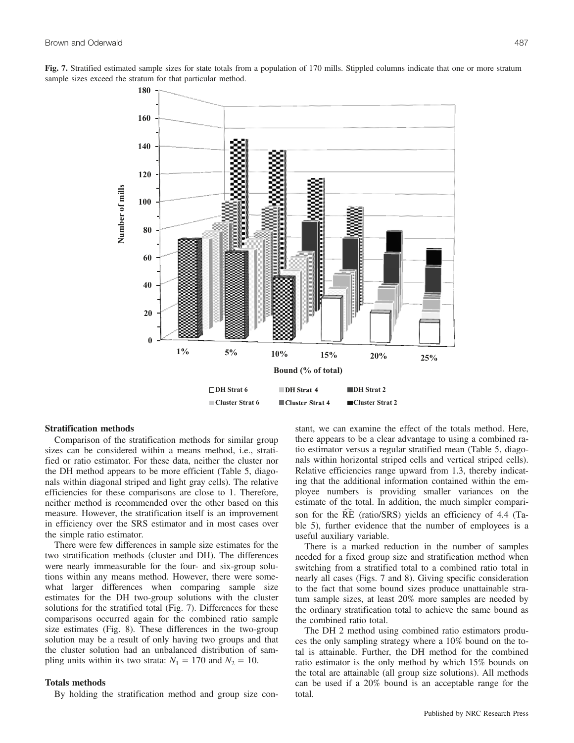**Fig. 7.** Stratified estimated sample sizes for state totals from a population of 170 mills. Stippled columns indicate that one or more stratum sample sizes exceed the stratum for that particular method.

180
160
140
120
100
80
60
40
20
0

Number of mills

1% 5% 10% 15% 20% 25%

Bound (% of total)

DH Strat 6
DH Strat 4
DH Strat 2
Cluster Strat 6
Cluster Strat 4
Cluster Strat 2

### Stratification methods

Comparison of the stratification methods for similar group sizes can be considered within a means method, i.e., stratified or ratio estimator. For these data, neither the cluster nor the DH method appears to be more efficient (Table 5, diagonals within diagonal striped and light gray cells). The relative efficiencies for these comparisons are close to 1. Therefore, neither method is recommended over the other based on this measure. However, the stratification itself is an improvement in efficiency over the SRS estimator and in most cases over the simple ratio estimator.

There were few differences in sample size estimates for the two stratification methods (cluster and DH). The differences were nearly immeasurable for the four- and six-group solutions within any means method. However, there were somewhat larger differences when comparing sample size estimates for the DH two-group solutions with the cluster solutions for the stratified total (Fig. 7). Differences for these comparisons occurred again for the combined ratio sample size estimates (Fig. 8). These differences in the two-group solution may be a result of only having two groups and that the cluster solution had an unbalanced distribution of sampling units within its two strata: $N_1 = 170$ and $N_2 = 10$.

### Totals methods

By holding the stratification method and group size constant, we can examine the effect of the totals method. Here, there appears to be a clear advantage to using a combined ratio estimator versus a regular stratified mean (Table 5, diagonals within horizontal striped cells and vertical striped cells). Relative efficiencies range upward from 1.3, thereby indicating that the additional information contained within the employee numbers is providing smaller variances on the estimate of the total. In addition, the much simpler comparison for the $\widehat{\text{RE}}$ (ratio/SRS) yields an efficiency of 4.4 (Table 5), further evidence that the number of employees is a useful auxiliary variable.

There is a marked reduction in the number of samples needed for a fixed group size and stratification method when switching from a stratified total to a combined ratio total in nearly all cases (Figs. 7 and 8). Giving specific consideration to the fact that some bound sizes produce unattainable stratum sample sizes, at least 20% more samples are needed by the ordinary stratification total to achieve the same bound as the combined ratio total.

The DH 2 method using combined ratio estimators produces the only sampling strategy where a 10% bound on the total is attainable. Further, the DH method for the combined ratio estimator is the only method by which 15% bounds on the total are attainable (all group size solutions). All methods can be used if a 20% bound is an acceptable range for the total.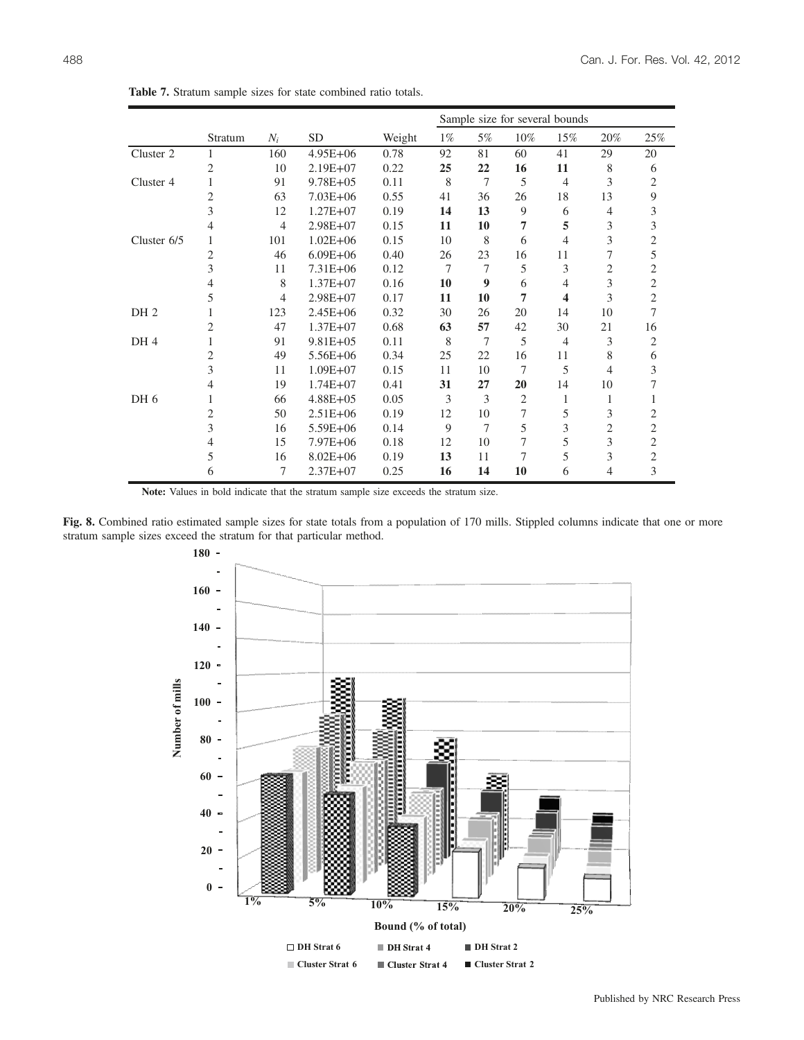**Table 7.** Stratum sample sizes for state combined ratio totals.

| | Stratum | $N_i$ | SD | Weight | Sample size for several bounds | | | | | |
|---|---|---|---|---|---|---|---|---|---|---|
| | | | | | 1% | 5% | 10% | 15% | 20% | 25% |
| Cluster 2 | 1 | 160 | 4.95E+06 | 0.78 | 92 | 81 | 60 | 41 | 29 | 20 |
| | 2 | 10 | 2.19E+07 | 0.22 | **25** | **22** | **16** | **11** | 8 | 6 |
| Cluster 4 | 1 | 91 | 9.78E+05 | 0.11 | 8 | 7 | 5 | 4 | 3 | 2 |
| | 2 | 63 | 7.03E+06 | 0.55 | 41 | 36 | 26 | 18 | 13 | 9 |
| | 3 | 12 | 1.27E+07 | 0.19 | **14** | **13** | 9 | 6 | 4 | 3 |
| | 4 | 4 | 2.98E+07 | 0.15 | **11** | **10** | **7** | **5** | 3 | 3 |
| Cluster 6/5 | 1 | 101 | 1.02E+06 | 0.15 | 10 | 8 | 6 | 4 | 3 | 2 |
| | 2 | 46 | 6.09E+06 | 0.40 | 26 | 23 | 16 | 11 | 7 | 5 |
| | 3 | 11 | 7.31E+06 | 0.12 | 7 | 7 | 5 | 3 | 2 | 2 |
| | 4 | 8 | 1.37E+07 | 0.16 | **10** | **9** | 6 | 4 | 3 | 2 |
| | 5 | 4 | 2.98E+07 | 0.17 | **11** | **10** | **7** | **4** | 3 | 2 |
| DH 2 | 1 | 123 | 2.45E+06 | 0.32 | 30 | 26 | 20 | 14 | 10 | 7 |
| | 2 | 47 | 1.37E+07 | 0.68 | **63** | **57** | 42 | 30 | 21 | 16 |
| DH 4 | 1 | 91 | 9.81E+05 | 0.11 | 8 | 7 | 5 | 4 | 3 | 2 |
| | 2 | 49 | 5.56E+06 | 0.34 | 25 | 22 | 16 | 11 | 8 | 6 |
| | 3 | 11 | 1.09E+07 | 0.15 | 11 | 10 | 7 | 5 | 4 | 3 |
| | 4 | 19 | 1.74E+07 | 0.41 | **31** | **27** | **20** | 14 | 10 | 7 |
| DH 6 | 1 | 66 | 4.88E+05 | 0.05 | 3 | 3 | 2 | 1 | 1 | 1 |
| | 2 | 50 | 2.51E+06 | 0.19 | 12 | 10 | 7 | 5 | 3 | 2 |
| | 3 | 16 | 5.59E+06 | 0.14 | 9 | 7 | 5 | 3 | 2 | 2 |
| | 4 | 15 | 7.97E+06 | 0.18 | 12 | 10 | 7 | 5 | 3 | 2 |
| | 5 | 16 | 8.02E+06 | 0.19 | **13** | 11 | 7 | 5 | 3 | 2 |
| | 6 | 7 | 2.37E+07 | 0.25 | **16** | **14** | **10** | 6 | 4 | 3 |

**Note:** Values in bold indicate that the stratum sample size exceeds the stratum size.

**Fig. 8.** Combined ratio estimated sample sizes for state totals from a population of 170 mills. Stippled columns indicate that one or more stratum sample sizes exceed the stratum for that particular method.

Number of mills

0
20
40
60
80
100
120
140
160
180

1%
5%
10%
15%
20%
25%

Bound (% of total)

DH Strat 6
DH Strat 4
DH Strat 2
Cluster Strat 6
Cluster Strat 4
Cluster Strat 2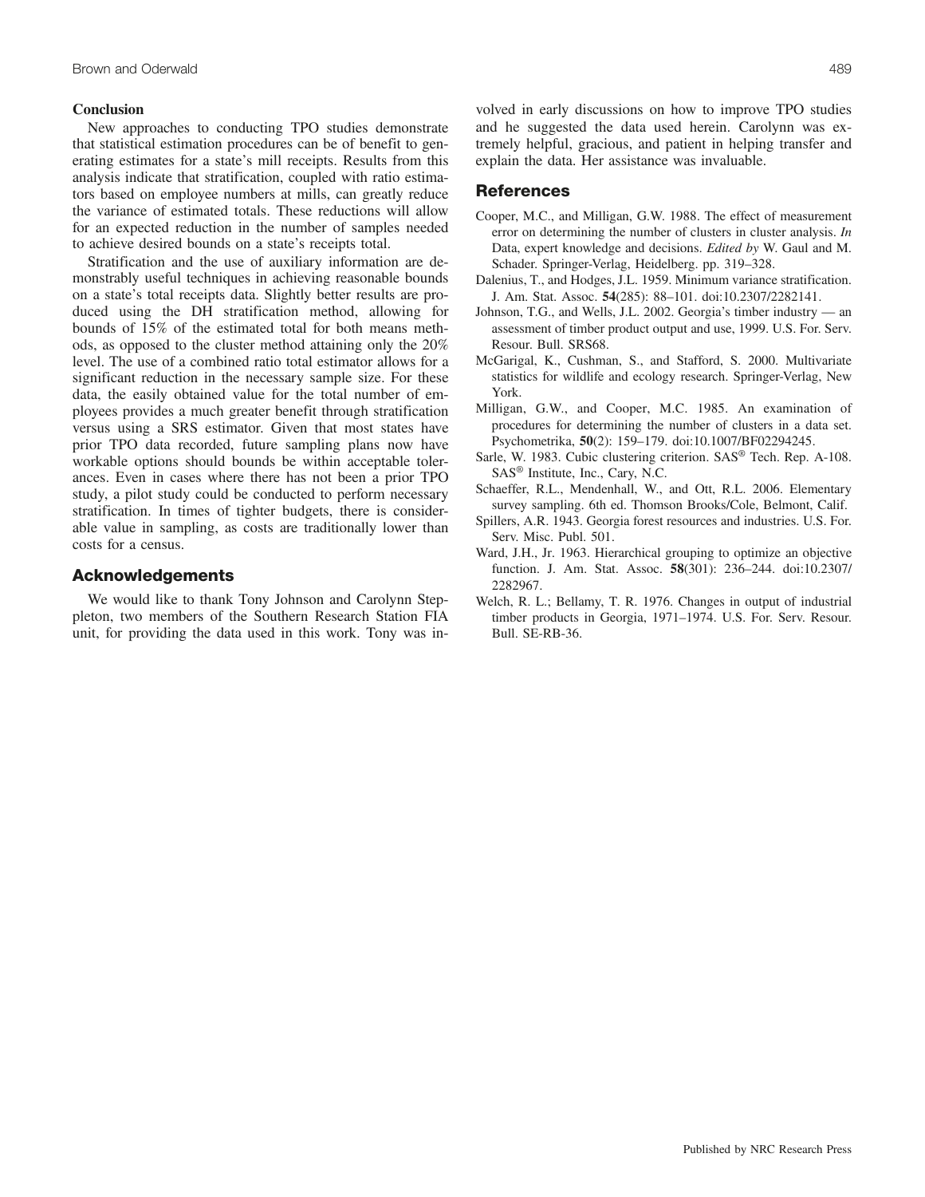### Conclusion

New approaches to conducting TPO studies demonstrate that statistical estimation procedures can be of benefit to generating estimates for a state's mill receipts. Results from this analysis indicate that stratification, coupled with ratio estimators based on employee numbers at mills, can greatly reduce the variance of estimated totals. These reductions will allow for an expected reduction in the number of samples needed to achieve desired bounds on a state's receipts total.

Stratification and the use of auxiliary information are demonstrably useful techniques in achieving reasonable bounds on a state's total receipts data. Slightly better results are produced using the DH stratification method, allowing for bounds of 15% of the estimated total for both means methods, as opposed to the cluster method attaining only the 20% level. The use of a combined ratio total estimator allows for a significant reduction in the necessary sample size. For these data, the easily obtained value for the total number of employees provides a much greater benefit through stratification versus using a SRS estimator. Given that most states have prior TPO data recorded, future sampling plans now have workable options should bounds be within acceptable tolerances. Even in cases where there has not been a prior TPO study, a pilot study could be conducted to perform necessary stratification. In times of tighter budgets, there is considerable value in sampling, as costs are traditionally lower than costs for a census.

## Acknowledgements

We would like to thank Tony Johnson and Carolynn Steppleton, two members of the Southern Research Station FIA unit, for providing the data used in this work. Tony was involved in early discussions on how to improve TPO studies and he suggested the data used herein. Carolynn was extremely helpful, gracious, and patient in helping transfer and explain the data. Her assistance was invaluable.

## References

Cooper, M.C., and Milligan, G.W. 1988. The effect of measurement error on determining the number of clusters in cluster analysis. *In* Data, expert knowledge and decisions. *Edited by* W. Gaul and M. Schader. Springer-Verlag, Heidelberg. pp. 319–328.

Dalenius, T., and Hodges, J.L. 1959. Minimum variance stratification. J. Am. Stat. Assoc. **54**(285): 88–101. doi:10.2307/2282141.

Johnson, T.G., and Wells, J.L. 2002. Georgia's timber industry — an assessment of timber product output and use, 1999. U.S. For. Serv. Resour. Bull. SRS68.

McGarigal, K., Cushman, S., and Stafford, S. 2000. Multivariate statistics for wildlife and ecology research. Springer-Verlag, New York.

Milligan, G.W., and Cooper, M.C. 1985. An examination of procedures for determining the number of clusters in a data set. Psychometrika, **50**(2): 159–179. doi:10.1007/BF02294245.

Sarle, W. 1983. Cubic clustering criterion. SAS® Tech. Rep. A-108. SAS® Institute, Inc., Cary, N.C.

Schaeffer, R.L., Mendenhall, W., and Ott, R.L. 2006. Elementary survey sampling. 6th ed. Thomson Brooks/Cole, Belmont, Calif.

Spillers, A.R. 1943. Georgia forest resources and industries. U.S. For. Serv. Misc. Publ. 501.

Ward, J.H., Jr. 1963. Hierarchical grouping to optimize an objective function. J. Am. Stat. Assoc. **58**(301): 236–244. doi:10.2307/2282967.

Welch, R. L.; Bellamy, T. R. 1976. Changes in output of industrial timber products in Georgia, 1971–1974. U.S. For. Serv. Resour. Bull. SE-RB-36.